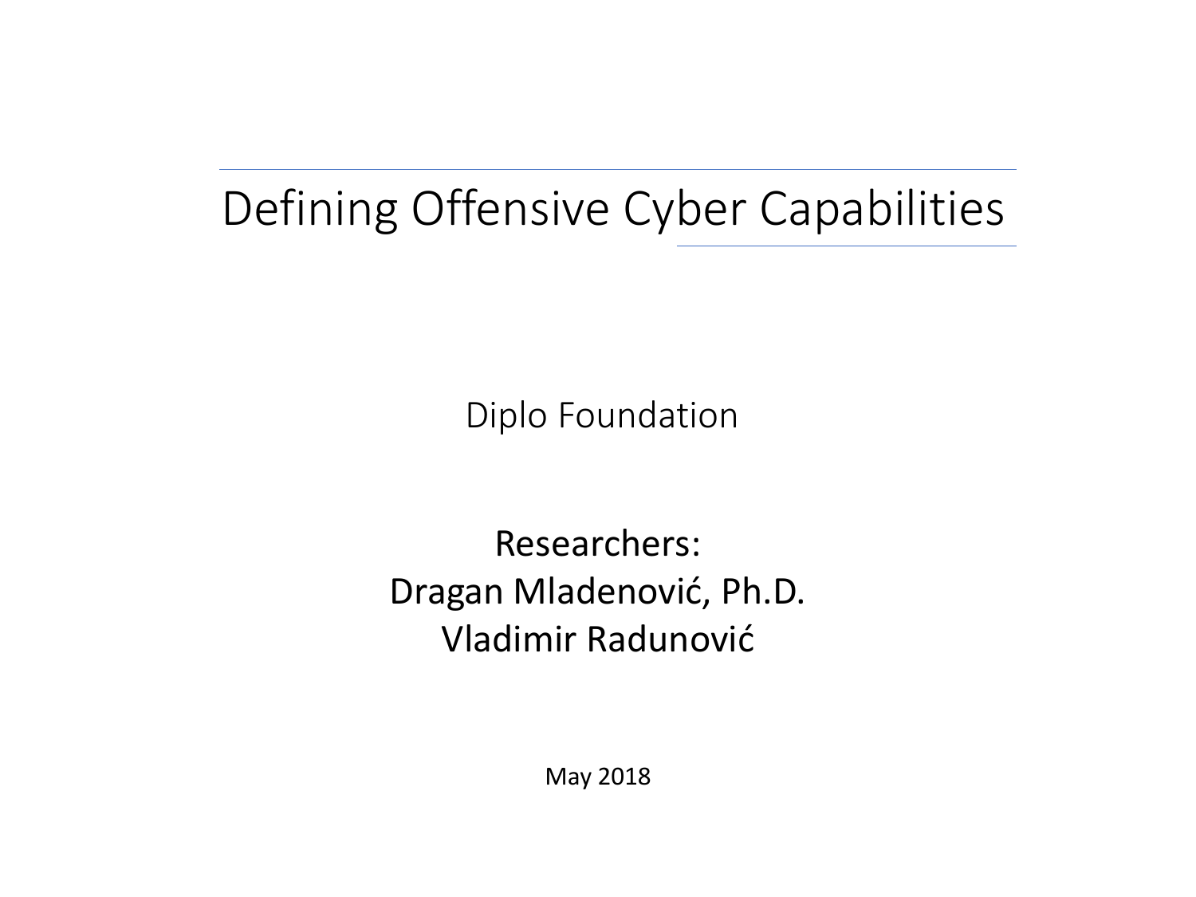# Defining Offensive Cyber Capabilities

Diplo Foundation

Researchers:
Dragan Mladenović, Ph.D.
Vladimir Radunović

May 2018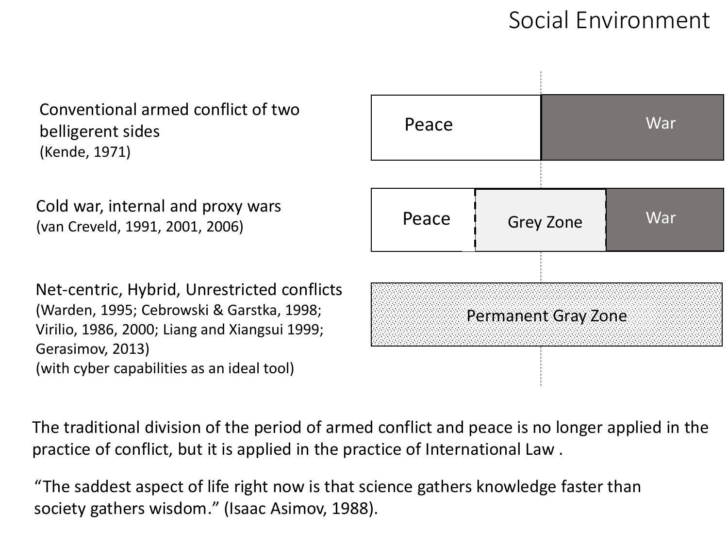# Social Environment

| | | | |
|---|---|---|---|
| Conventional armed conflict of two belligerent sides (Kende, 1971) | Peace | | War |
| Cold war, internal and proxy wars (van Creveld, 1991, 2001, 2006) | Peace | Grey Zone | War |
| Net-centric, Hybrid, Unrestricted conflicts (Warden, 1995; Cebrowski & Garstka, 1998; Virilio, 1986, 2000; Liang and Xiangsui 1999; Gerasimov, 2013) (with cyber capabilities as an ideal tool) | Permanent Gray Zone | | |

The traditional division of the period of armed conflict and peace is no longer applied in the practice of conflict, but it is applied in the practice of International Law .

"The saddest aspect of life right now is that science gathers knowledge faster than society gathers wisdom." (Isaac Asimov, 1988).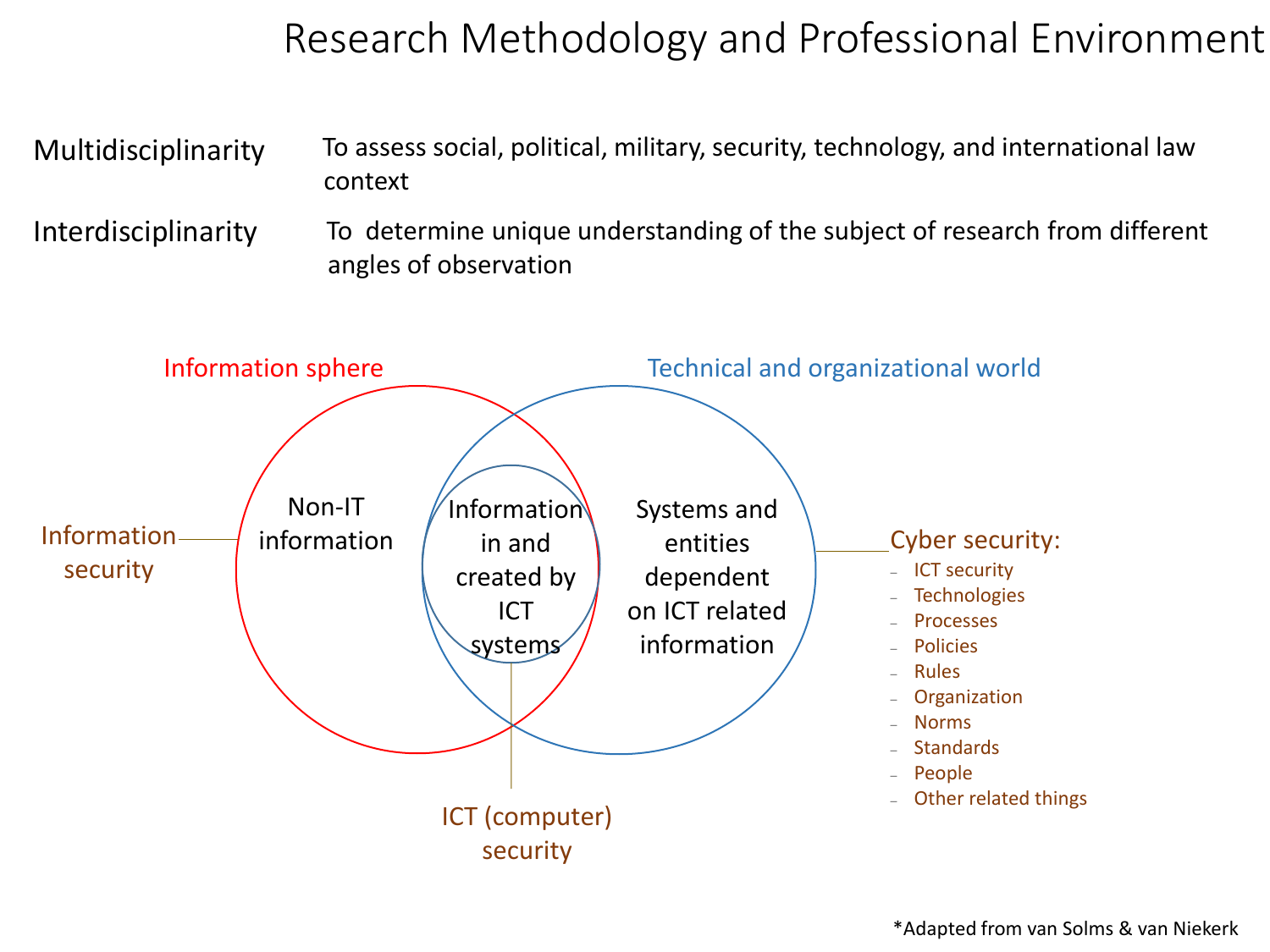# Research Methodology and Professional Environment

**Multidisciplinarity** — To assess social, political, military, security, technology, and international law context

**Interdisciplinarity** — To determine unique understanding of the subject of research from different angles of observation

Information sphere

Technical and organizational world

Information security

Non-IT information

Information in and created by ICT systems

Systems and entities dependent on ICT related information

ICT (computer) security

Cyber security:

- ICT security
- Technologies
- Processes
- Policies
- Rules
- Organization
- Norms
- Standards
- People
- Other related things

*Adapted from van Solms & van Niekerk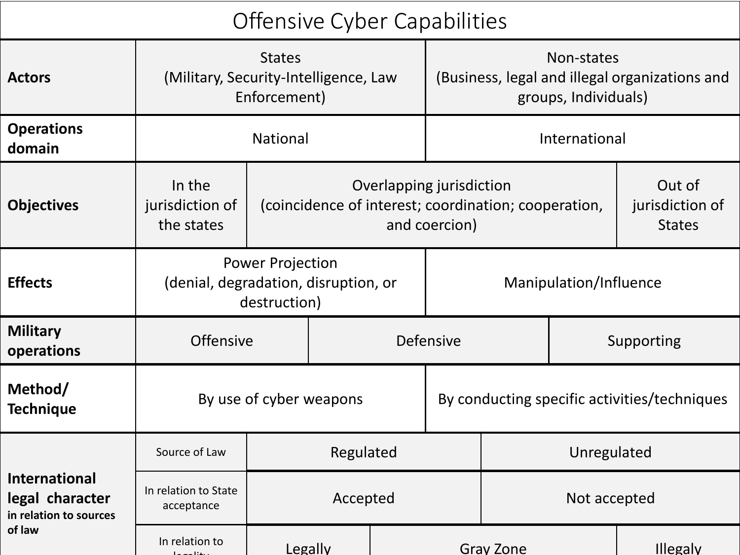# Offensive Cyber Capabilities

| | | | | | |
|---|---|---|---|---|---|
| **Actors** | States (Military, Security-Intelligence, Law Enforcement) | | | Non-states (Business, legal and illegal organizations and groups, Individuals) | |
| **Operations domain** | National | | | International | |
| **Objectives** | In the jurisdiction of the states | Overlapping jurisdiction (coincidence of interest; coordination; cooperation, and coercion) | | | Out of jurisdiction of States |
| **Effects** | Power Projection (denial, degradation, disruption, or destruction) | | | Manipulation/Influence | |
| **Military operations** | Offensive | | Defensive | | Supporting |
| **Method/ Technique** | By use of cyber weapons | | | By conducting specific activities/techniques | |
| **International legal character** in relation to sources of law | Source of Law | Regulated | | Unregulated | |
| | In relation to State acceptance | Accepted | | Not accepted | |
| | In relation to legality | Legally | Gray Zone | | Illegaly |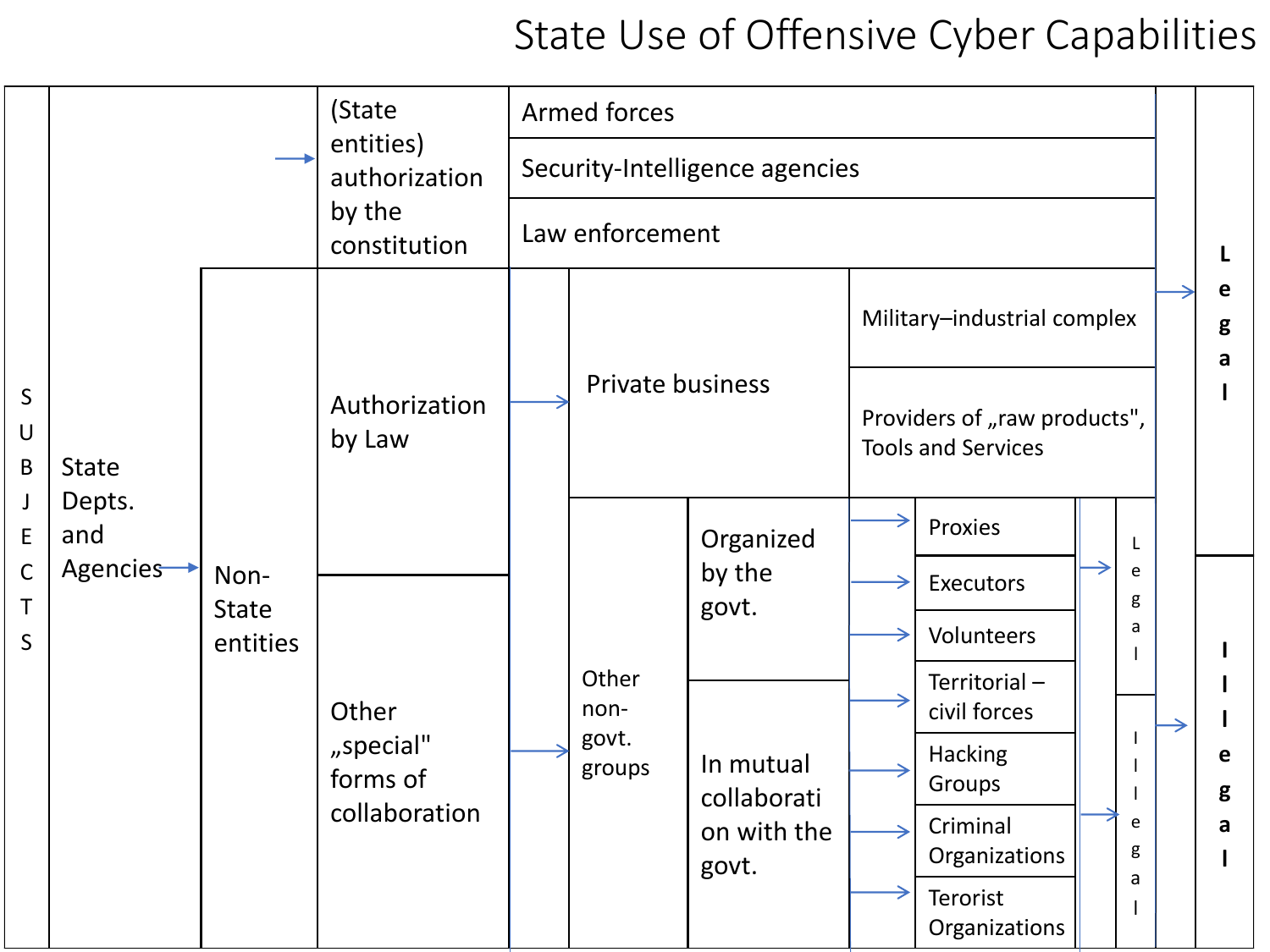# State Use of Offensive Cyber Capabilities

| SUBJECTS | | | | | | | |
|---|---|---|---|---|---|---|---|
| State Depts. and Agencies → | (State entities) authorization by the constitution | Armed forces | | | | | Legal |
| | | Security-Intelligence agencies | | | | | Legal |
| | | Law enforcement | | | | | Legal |
| → Non-State entities | Authorization by Law → | Private business | Military–industrial complex | | | | Legal |
| | | | Providers of „raw products", Tools and Services | | | | Legal |
| | Other „special" forms of collaboration → | Other non-govt. groups | Organized by the govt. → | Proxies | Legal | | Illegal |
| | | | | Executors | | | |
| | | | | Volunteers | | | |
| | | | In mutual collaboration with the govt. → | Territorial – civil forces | Illegal | | |
| | | | | Hacking Groups | | | |
| | | | | Criminal Organizations | | | |
| | | | | Terorist Organizations | | | |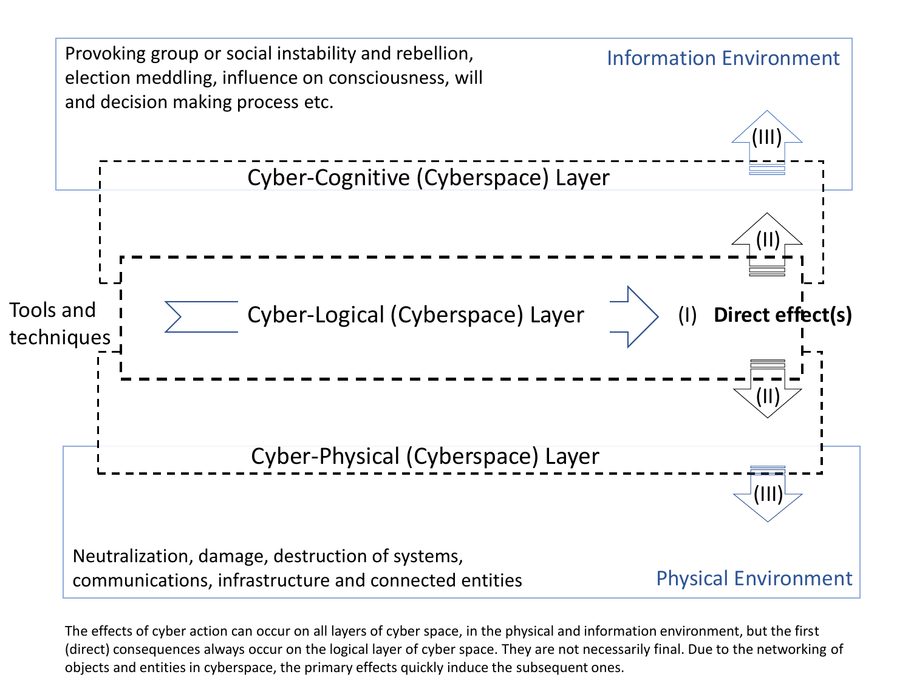Provoking group or social instability and rebellion, election meddling, influence on consciousness, will and decision making process etc.

Information Environment

(III)

Cyber-Cognitive (Cyberspace) Layer

(II)

Tools and techniques

Cyber-Logical (Cyberspace) Layer

(I) **Direct effect(s)**

(II)

Cyber-Physical (Cyberspace) Layer

(III)

Neutralization, damage, destruction of systems, communications, infrastructure and connected entities

Physical Environment

The effects of cyber action can occur on all layers of cyber space, in the physical and information environment, but the first (direct) consequences always occur on the logical layer of cyber space. They are not necessarily final. Due to the networking of objects and entities in cyberspace, the primary effects quickly induce the subsequent ones.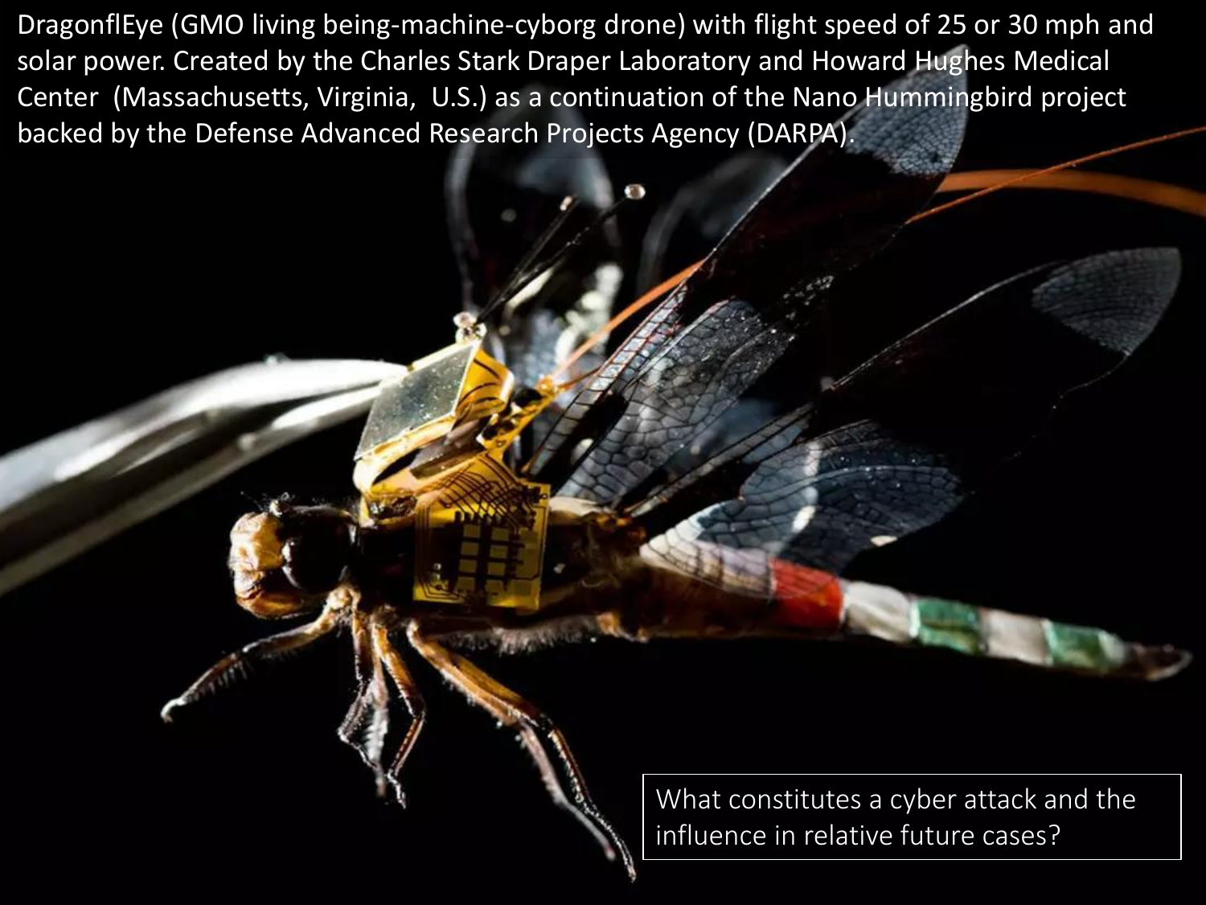DragonflEye (GMO living being-machine-cyborg drone) with flight speed of 25 or 30 mph and solar power. Created by the Charles Stark Draper Laboratory and Howard Hughes Medical Center (Massachusetts, Virginia, U.S.) as a continuation of the Nano Hummingbird project backed by the Defense Advanced Research Projects Agency (DARPA).

What constitutes a cyber attack and the influence in relative future cases?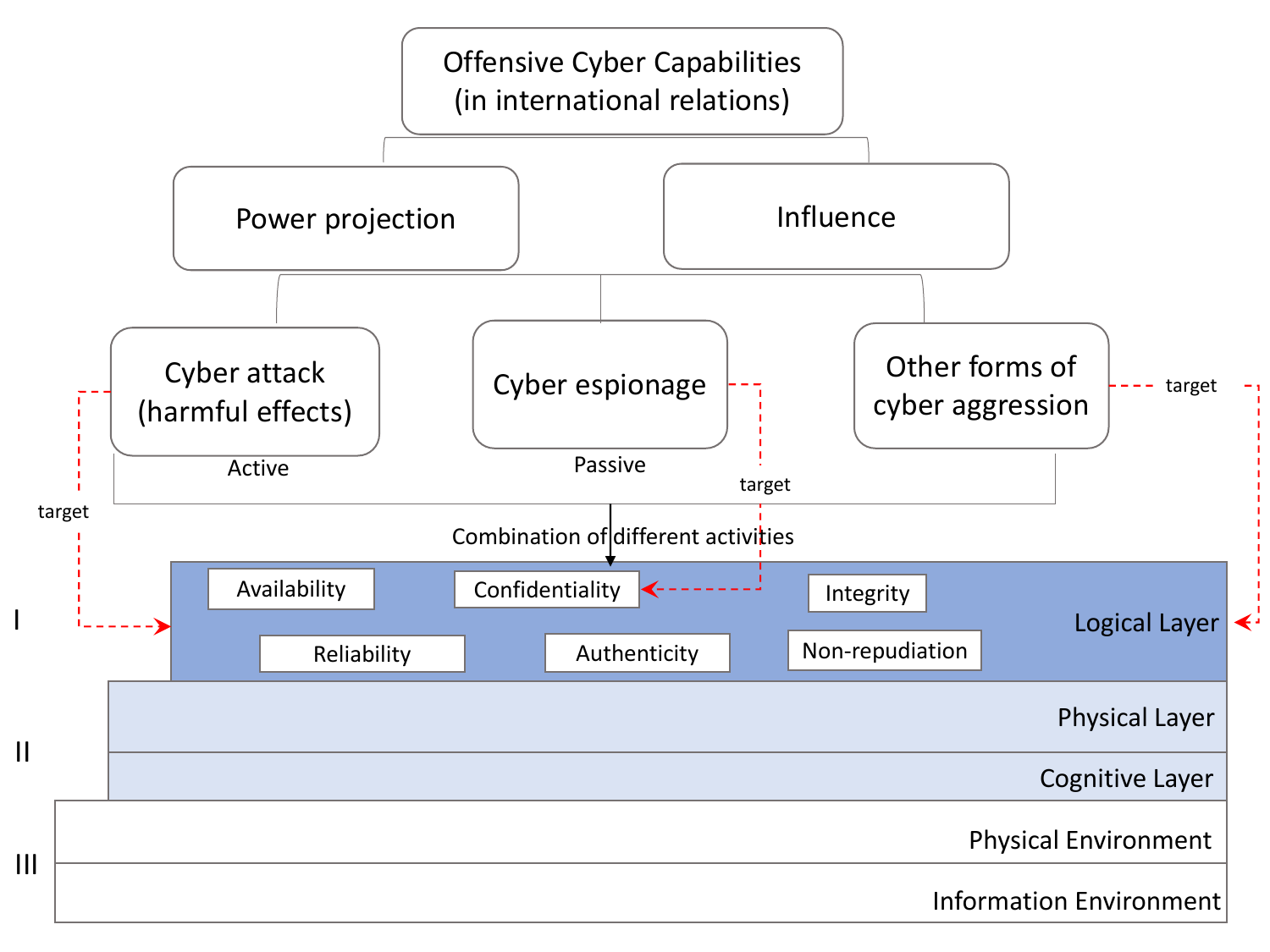Offensive Cyber Capabilities
(in international relations)

Power projection

Influence

Cyber attack
(harmful effects)

Active

Cyber espionage

Passive

Other forms of
cyber aggression

target

target

target

Combination of different activities

I

Availability

Confidentiality

Integrity

Reliability

Authenticity

Non-repudiation

Logical Layer

II

Physical Layer

Cognitive Layer

III

Physical Environment

Information Environment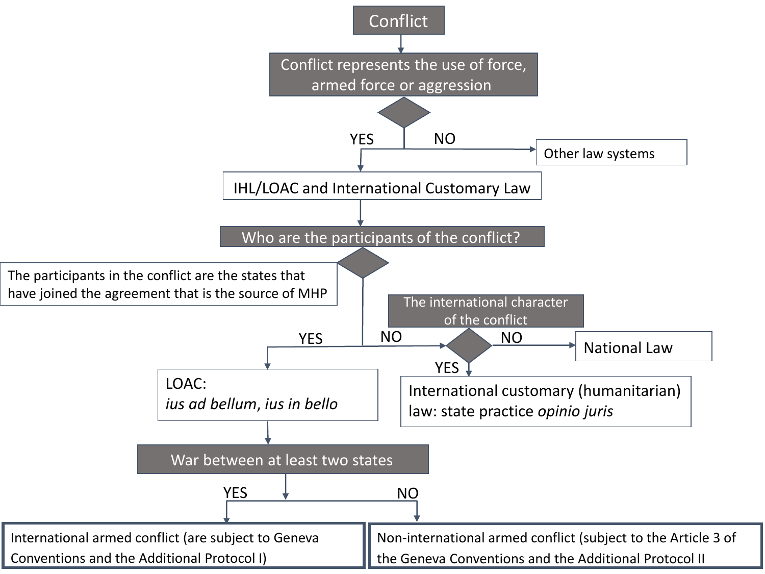Conflict

Conflict represents the use of force, armed force or aggression

- YES → IHL/LOAC and International Customary Law
- NO → Other law systems

IHL/LOAC and International Customary Law

Who are the participants of the conflict?

The participants in the conflict are the states that have joined the agreement that is the source of MHP

- YES → LOAC: *ius ad bellum*, *ius in bello*
- NO → The international character of the conflict
  - YES → International customary (humanitarian) law: state practice *opinio juris*
  - NO → National Law

LOAC: *ius ad bellum*, *ius in bello*

War between at least two states

- YES → International armed conflict (are subject to Geneva Conventions and the Additional Protocol I)
- NO → Non-international armed conflict (subject to the Article 3 of the Geneva Conventions and the Additional Protocol II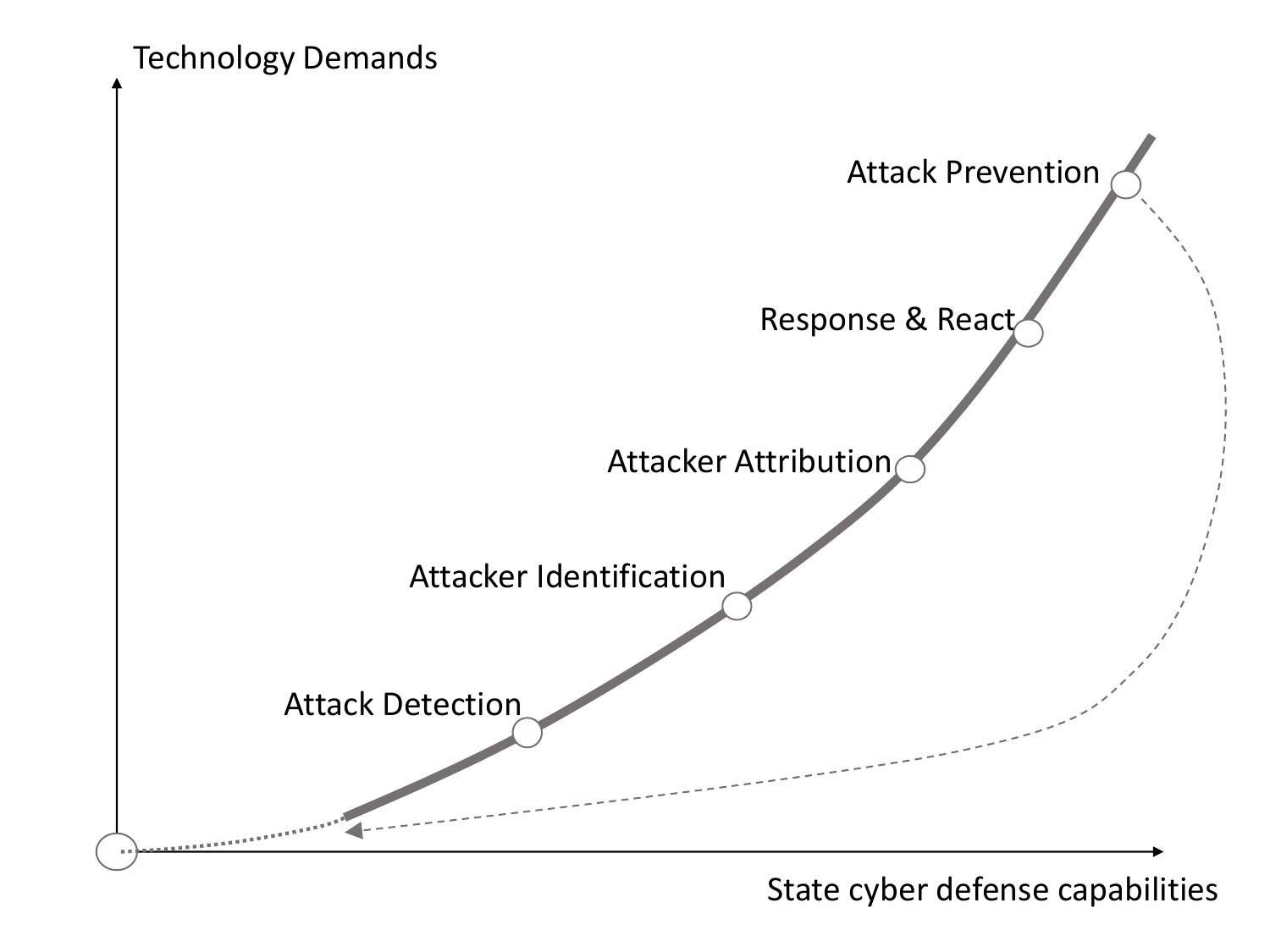Technology Demands

Attack Prevention

Response & React

Attacker Attribution

Attacker Identification

Attack Detection

State cyber defense capabilities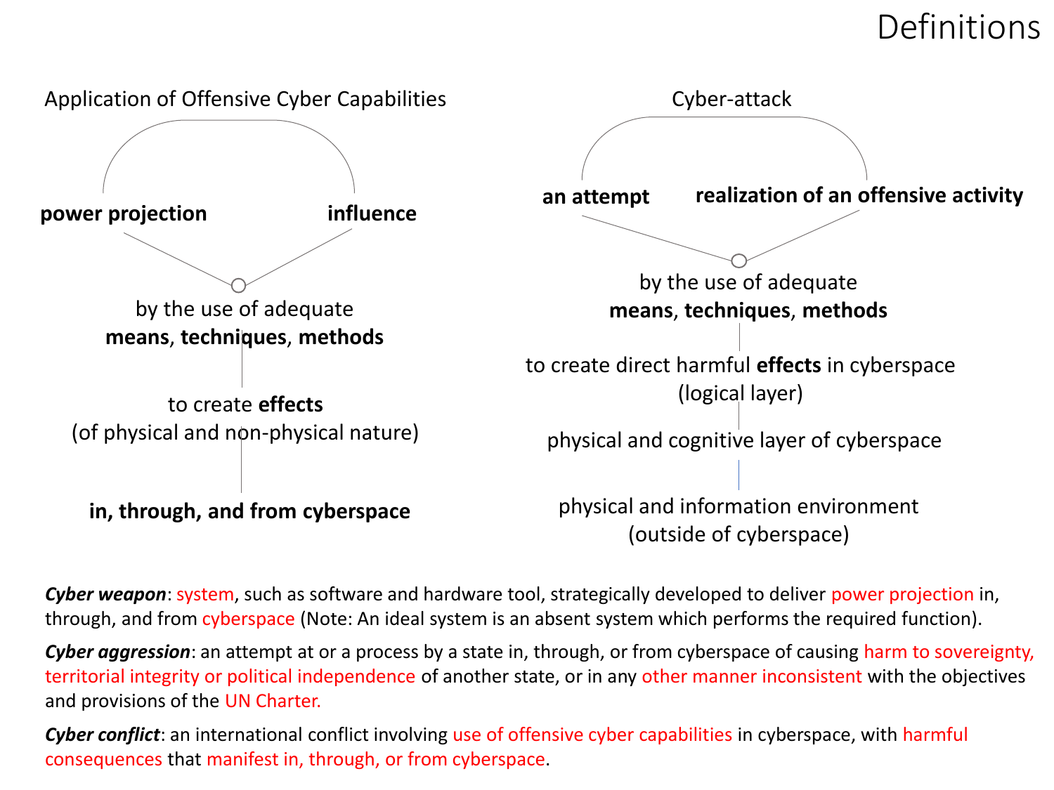# Definitions

## Application of Offensive Cyber Capabilities

**power projection** — **influence**

by the use of adequate
**means**, **techniques**, **methods**

to create **effects**
(of physical and non-physical nature)

**in, through, and from cyberspace**

## Cyber-attack

**an attempt** — **realization of an offensive activity**

by the use of adequate
**means**, **techniques**, **methods**

to create direct harmful **effects** in cyberspace
(logical layer)

physical and cognitive layer of cyberspace

physical and information environment
(outside of cyberspace)

***Cyber weapon***: system, such as software and hardware tool, strategically developed to deliver power projection in, through, and from cyberspace (Note: An ideal system is an absent system which performs the required function).

***Cyber aggression***: an attempt at or a process by a state in, through, or from cyberspace of causing harm to sovereignty, territorial integrity or political independence of another state, or in any other manner inconsistent with the objectives and provisions of the UN Charter.

***Cyber conflict***: an international conflict involving use of offensive cyber capabilities in cyberspace, with harmful consequences that manifest in, through, or from cyberspace.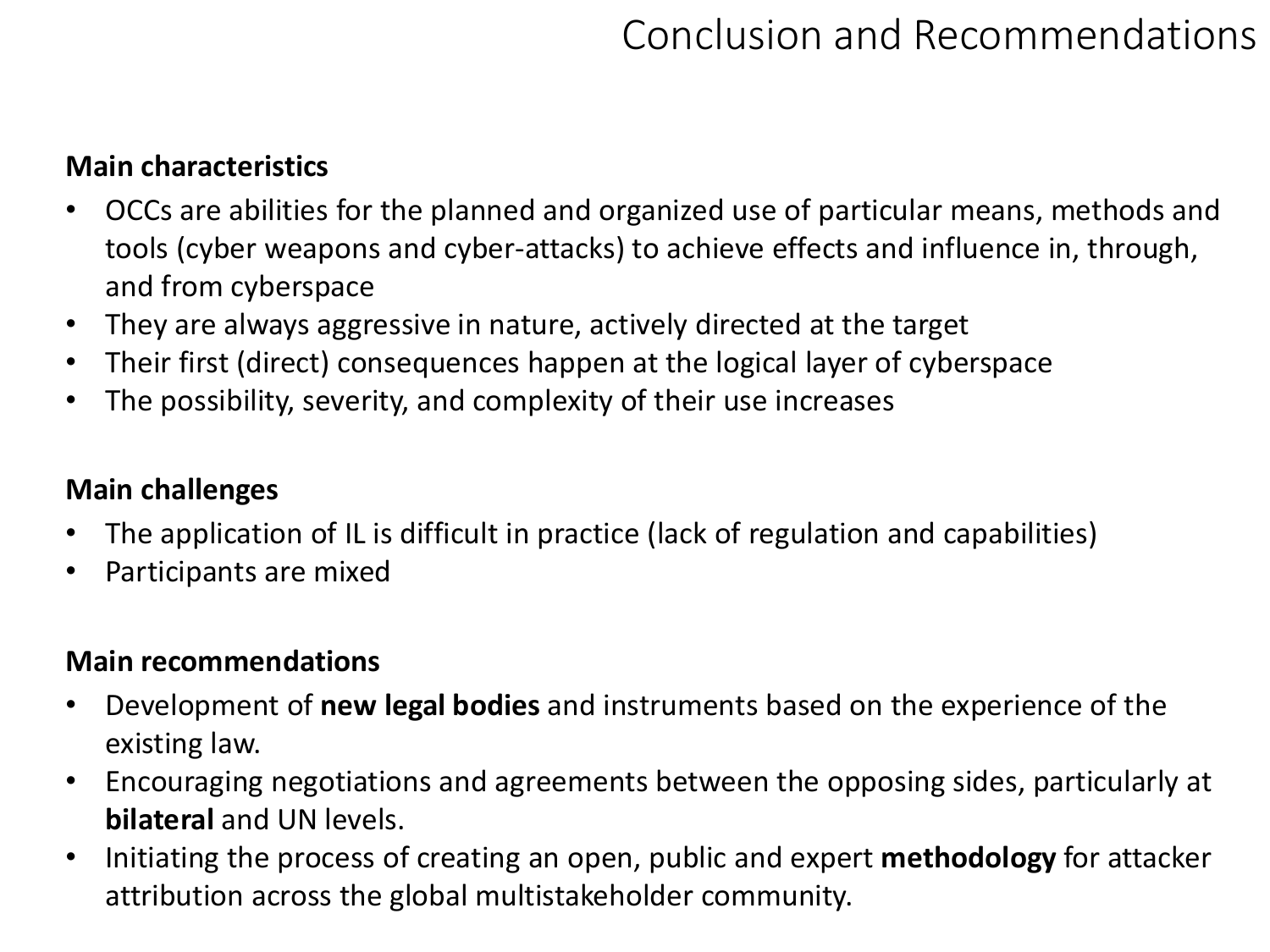# Conclusion and Recommendations

**Main characteristics**

- OCCs are abilities for the planned and organized use of particular means, methods and tools (cyber weapons and cyber-attacks) to achieve effects and influence in, through, and from cyberspace
- They are always aggressive in nature, actively directed at the target
- Their first (direct) consequences happen at the logical layer of cyberspace
- The possibility, severity, and complexity of their use increases

**Main challenges**

- The application of IL is difficult in practice (lack of regulation and capabilities)
- Participants are mixed

**Main recommendations**

- Development of **new legal bodies** and instruments based on the experience of the existing law.
- Encouraging negotiations and agreements between the opposing sides, particularly at **bilateral** and UN levels.
- Initiating the process of creating an open, public and expert **methodology** for attacker attribution across the global multistakeholder community.